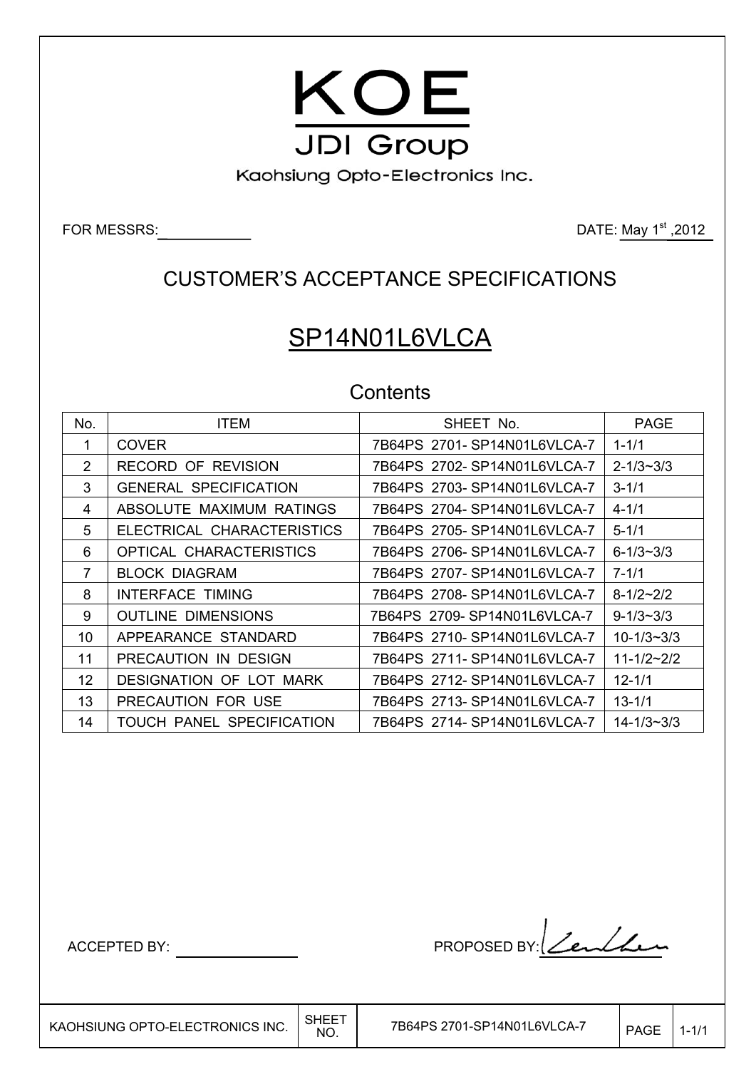# KOE

## JDI Group

Kaohsiung Opto-Electronics Inc.

FOR MESSRS: \_\_\_\_\_\_\_\_\_\_\_ DATE: May 1st ,2012

## CUSTOMER'S ACCEPTANCE SPECIFICATIONS

# SP14N01L6VLCA

### Contents

| No. | ITEM | SHEET No. | PAGE |
|---|---|---|---|
| 1 | COVER | 7B64PS 2701- SP14N01L6VLCA-7 | 1-1/1 |
| 2 | RECORD OF REVISION | 7B64PS 2702- SP14N01L6VLCA-7 | 2-1/3~3/3 |
| 3 | GENERAL SPECIFICATION | 7B64PS 2703- SP14N01L6VLCA-7 | 3-1/1 |
| 4 | ABSOLUTE MAXIMUM RATINGS | 7B64PS 2704- SP14N01L6VLCA-7 | 4-1/1 |
| 5 | ELECTRICAL CHARACTERISTICS | 7B64PS 2705- SP14N01L6VLCA-7 | 5-1/1 |
| 6 | OPTICAL CHARACTERISTICS | 7B64PS 2706- SP14N01L6VLCA-7 | 6-1/3~3/3 |
| 7 | BLOCK DIAGRAM | 7B64PS 2707- SP14N01L6VLCA-7 | 7-1/1 |
| 8 | INTERFACE TIMING | 7B64PS 2708- SP14N01L6VLCA-7 | 8-1/2~2/2 |
| 9 | OUTLINE DIMENSIONS | 7B64PS 2709- SP14N01L6VLCA-7 | 9-1/3~3/3 |
| 10 | APPEARANCE STANDARD | 7B64PS 2710- SP14N01L6VLCA-7 | 10-1/3~3/3 |
| 11 | PRECAUTION IN DESIGN | 7B64PS 2711- SP14N01L6VLCA-7 | 11-1/2~2/2 |
| 12 | DESIGNATION OF LOT MARK | 7B64PS 2712- SP14N01L6VLCA-7 | 12-1/1 |
| 13 | PRECAUTION FOR USE | 7B64PS 2713- SP14N01L6VLCA-7 | 13-1/1 |
| 14 | TOUCH PANEL SPECIFICATION | 7B64PS 2714- SP14N01L6VLCA-7 | 14-1/3~3/3 |

ACCEPTED BY: \_\_\_\_\_\_\_\_\_\_\_\_\_\_\_ PROPOSED BY: \_\_\_\_\_\_\_\_\_\_\_\_\_\_\_

| KAOHSIUNG OPTO-ELECTRONICS INC. | SHEET NO. | 7B64PS 2701-SP14N01L6VLCA-7 | PAGE | 1-1/1 |
|---|---|---|---|---|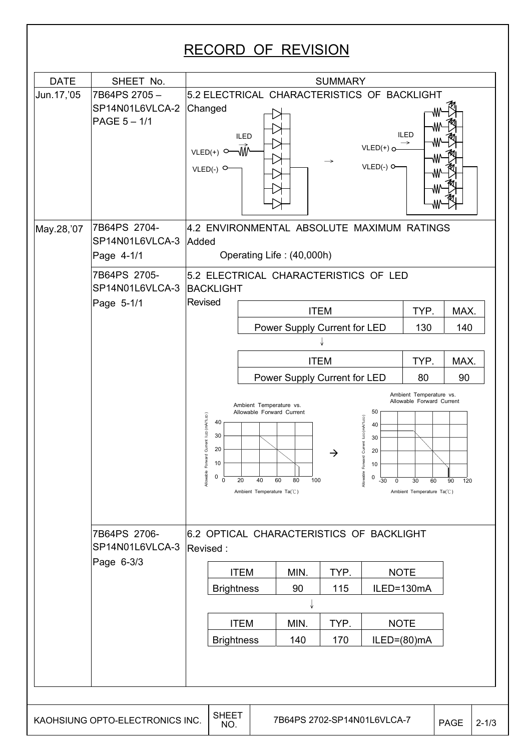# RECORD OF REVISION

| DATE | SHEET No. | SUMMARY |
|---|---|---|
| Jun.17,'05 | 7B64PS 2705 – SP14N01L6VLCA-2 PAGE 5 – 1/1 | 5.2 ELECTRICAL CHARACTERISTICS OF BACKLIGHT Changed<br>VLED(+), VLED(-), ILED → VLED(+), VLED(-), ILED |
| May.28,'07 | 7B64PS 2704- SP14N01L6VLCA-3 Page 4-1/1 | 4.2 ENVIRONMENTAL ABSOLUTE MAXIMUM RATINGS Added<br>Operating Life : (40,000h) |
| | 7B64PS 2705- SP14N01L6VLCA-3 Page 5-1/1 | 5.2 ELECTRICAL CHARACTERISTICS OF LED BACKLIGHT Revised<br>ITEM / TYP. / MAX.: Power Supply Current for LED / 130 / 140<br>↓<br>ITEM / TYP. / MAX.: Power Supply Current for LED / 80 / 90<br>Ambient Temperature vs. Allowable Forward Current (Allowable Forward Current ILED (mA/1LED) vs. Ambient Temperature Ta(℃)) → Ambient Temperature vs. Allowable Forward Current |
| | 7B64PS 2706- SP14N01L6VLCA-3 Page 6-3/3 | 6.2 OPTICAL CHARACTERISTICS OF BACKLIGHT Revised :<br>ITEM / MIN. / TYP. / NOTE: Brightness / 90 / 115 / ILED=130mA<br>↓<br>ITEM / MIN. / TYP. / NOTE: Brightness / 140 / 170 / ILED=(80)mA |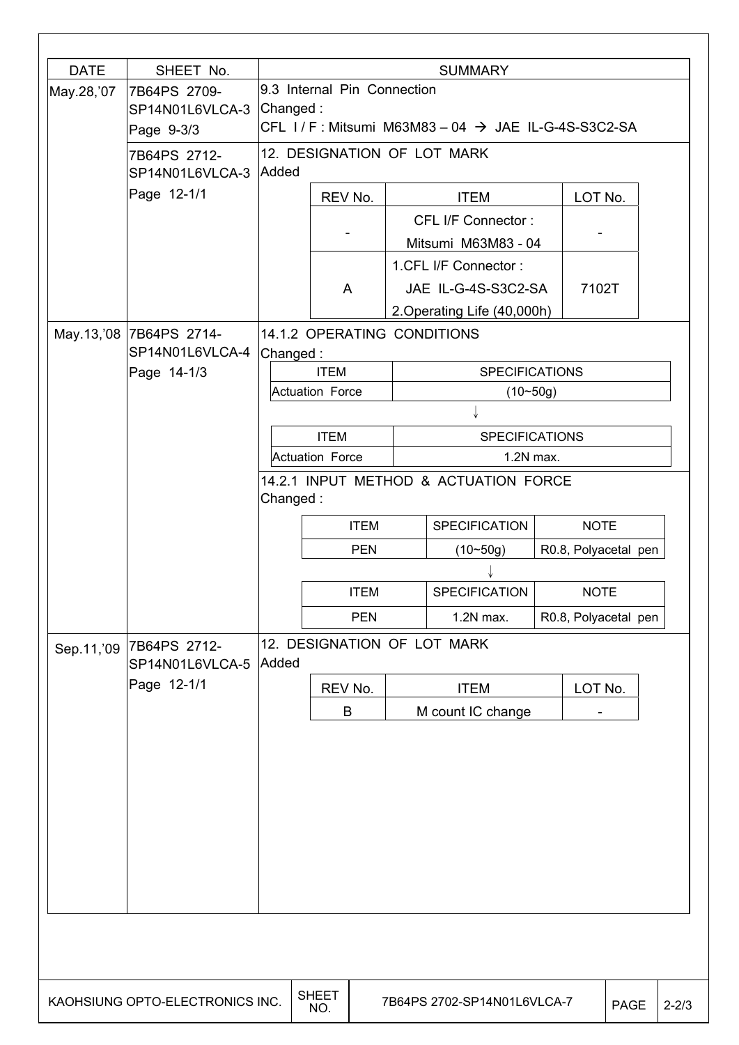| DATE | SHEET No. | SUMMARY |
|---|---|---|
| May.28,'07 | 7B64PS 2709-SP14N01L6VLCA-3 Page 9-3/3 | 9.3 Internal Pin Connection<br>Changed :<br>CFL I / F : Mitsumi M63M83 – 04 → JAE IL-G-4S-S3C2-SA |
| | 7B64PS 2712-SP14N01L6VLCA-3 Page 12-1/1 | 12. DESIGNATION OF LOT MARK<br>Added |

| REV No. | ITEM | LOT No. |
|---|---|---|
| - | CFL I/F Connector : Mitsumi M63M83 - 04 | - |
| A | 1.CFL I/F Connector : JAE IL-G-4S-S3C2-SA<br>2.Operating Life (40,000h) | 7102T |

| DATE | SHEET No. | SUMMARY |
|---|---|---|
| May.13,'08 | 7B64PS 2714-SP14N01L6VLCA-4 Page 14-1/3 | 14.1.2 OPERATING CONDITIONS<br>Changed : |

| ITEM | SPECIFICATIONS |
|---|---|
| Actuation Force | (10~50g) |

↓

| ITEM | SPECIFICATIONS |
|---|---|
| Actuation Force | 1.2N max. |

14.2.1 INPUT METHOD & ACTUATION FORCE
Changed :

| ITEM | SPECIFICATION | NOTE |
|---|---|---|
| PEN | (10~50g) | R0.8, Polyacetal pen |

↓

| ITEM | SPECIFICATION | NOTE |
|---|---|---|
| PEN | 1.2N max. | R0.8, Polyacetal pen |

| DATE | SHEET No. | SUMMARY |
|---|---|---|
| Sep.11,'09 | 7B64PS 2712-SP14N01L6VLCA-5 Page 12-1/1 | 12. DESIGNATION OF LOT MARK<br>Added |

| REV No. | ITEM | LOT No. |
|---|---|---|
| B | M count IC change | - |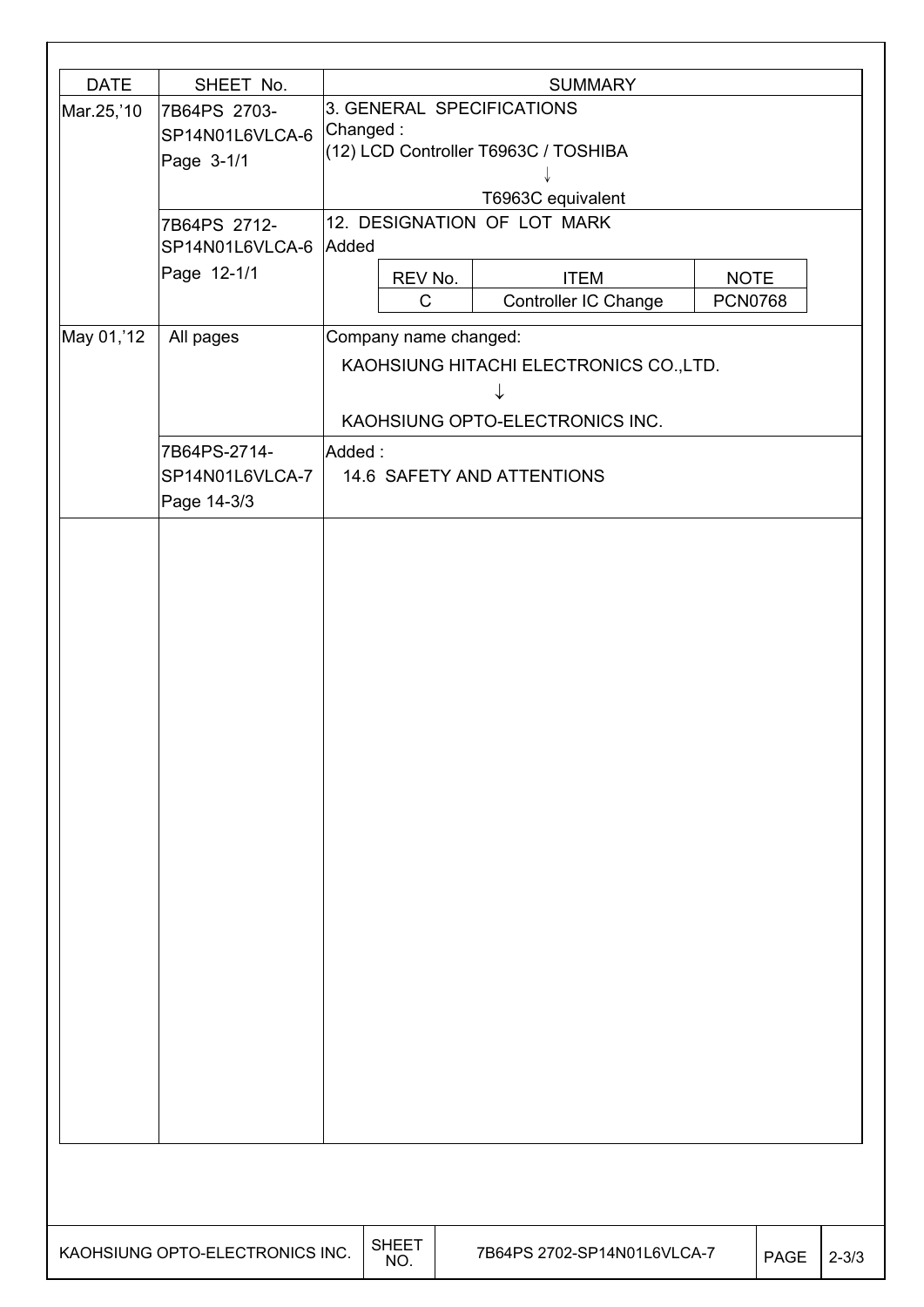| DATE | SHEET No. | SUMMARY |
|---|---|---|
| Mar.25,'10 | 7B64PS 2703-SP14N01L6VLCA-6 Page 3-1/1 | 3. GENERAL SPECIFICATIONS<br>Changed :<br>(12) LCD Controller T6963C / TOSHIBA<br>↓<br>T6963C equivalent |
| | 7B64PS 2712-SP14N01L6VLCA-6 Page 12-1/1 | 12. DESIGNATION OF LOT MARK<br>Added<br>REV No.: C / ITEM: Controller IC Change / NOTE: PCN0768 |
| May 01,'12 | All pages | Company name changed:<br>KAOHSIUNG HITACHI ELECTRONICS CO.,LTD.<br>↓<br>KAOHSIUNG OPTO-ELECTRONICS INC. |
| | 7B64PS-2714-SP14N01L6VLCA-7 Page 14-3/3 | Added :<br>14.6 SAFETY AND ATTENTIONS |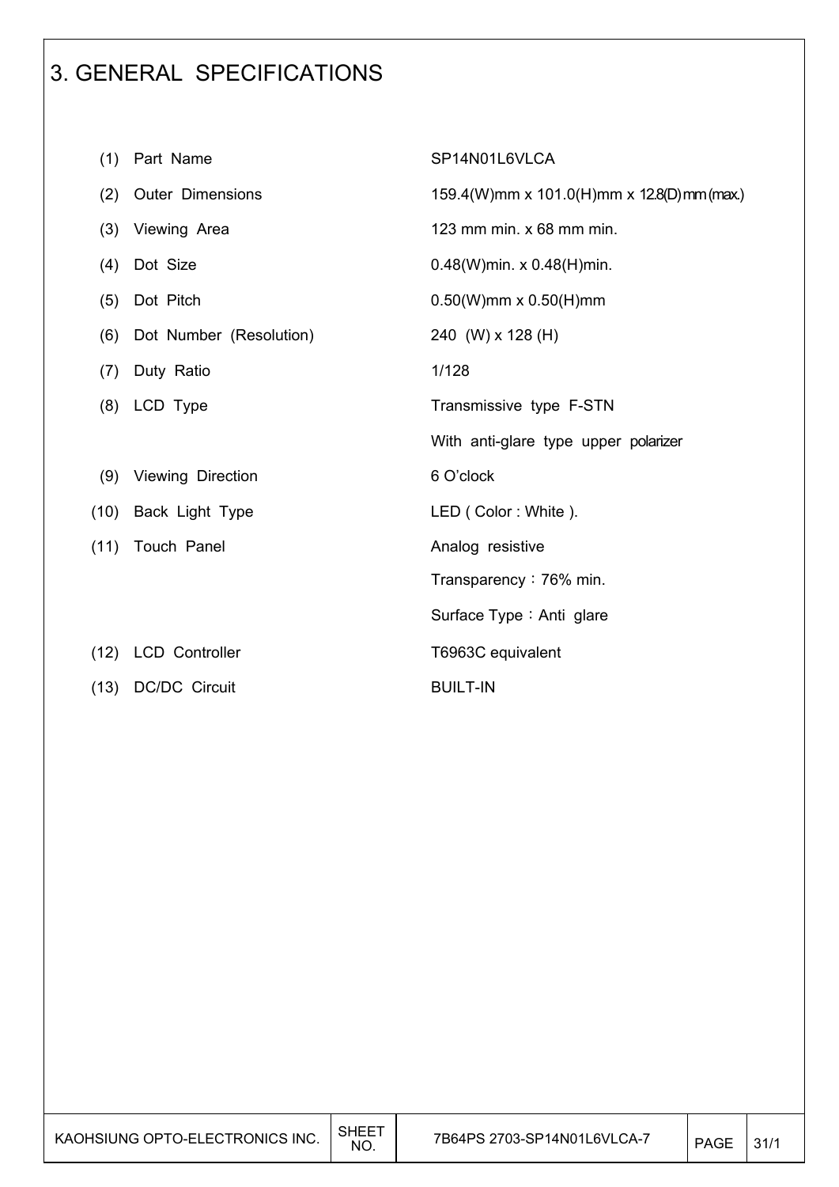# 3. GENERAL SPECIFICATIONS

| | | |
|---|---|---|
| (1) | Part Name | SP14N01L6VLCA |
| (2) | Outer Dimensions | 159.4(W)mm x 101.0(H)mm x 12.8(D)mm (max.) |
| (3) | Viewing Area | 123 mm min. x 68 mm min. |
| (4) | Dot Size | 0.48(W)min. x 0.48(H)min. |
| (5) | Dot Pitch | 0.50(W)mm x 0.50(H)mm |
| (6) | Dot Number (Resolution) | 240 (W) x 128 (H) |
| (7) | Duty Ratio | 1/128 |
| (8) | LCD Type | Transmissive type F-STN |
| | | With anti-glare type upper polarizer |
| (9) | Viewing Direction | 6 O'clock |
| (10) | Back Light Type | LED ( Color : White ). |
| (11) | Touch Panel | Analog resistive |
| | | Transparency：76% min. |
| | | Surface Type：Anti glare |
| (12) | LCD Controller | T6963C equivalent |
| (13) | DC/DC Circuit | BUILT-IN |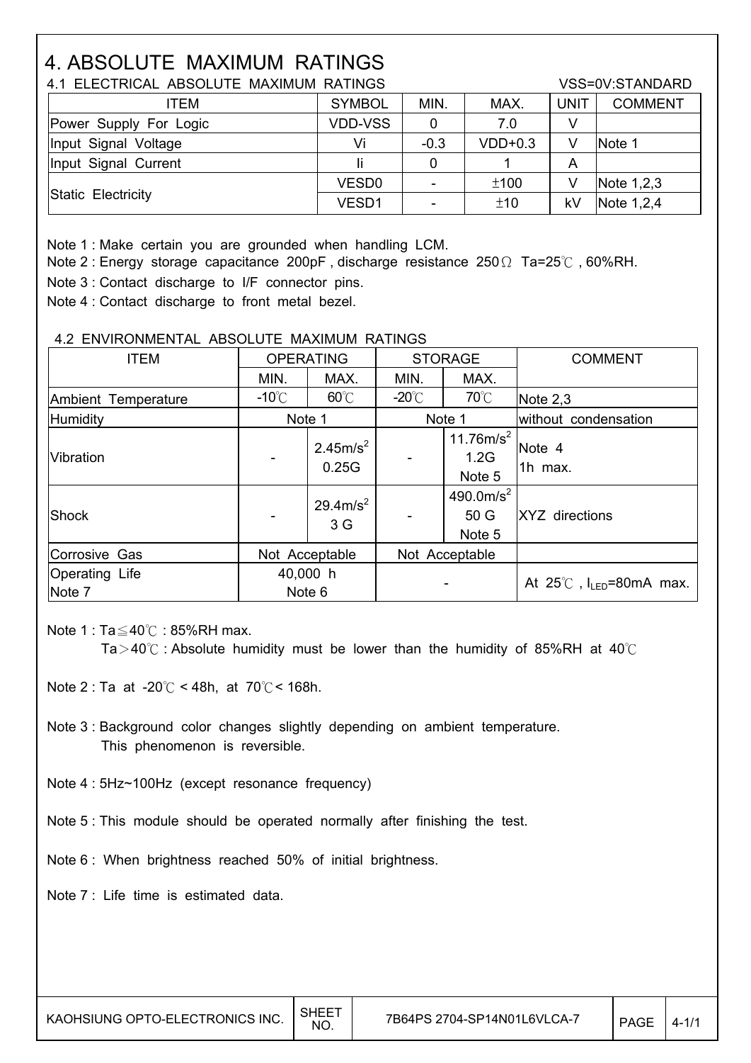# 4. ABSOLUTE MAXIMUM RATINGS

## 4.1 ELECTRICAL ABSOLUTE MAXIMUM RATINGS

VSS=0V:STANDARD

| ITEM | SYMBOL | MIN. | MAX. | UNIT | COMMENT |
|---|---|---|---|---|---|
| Power Supply For Logic | VDD-VSS | 0 | 7.0 | V | |
| Input Signal Voltage | Vi | -0.3 | VDD+0.3 | V | Note 1 |
| Input Signal Current | Ii | 0 | 1 | A | |
| Static Electricity | VESD0 | - | ±100 | V | Note 1,2,3 |
| | VESD1 | - | ±10 | kV | Note 1,2,4 |

Note 1 : Make certain you are grounded when handling LCM.

Note 2 : Energy storage capacitance 200pF , discharge resistance 250Ω Ta=25℃ , 60%RH.

Note 3 : Contact discharge to I/F connector pins.

Note 4 : Contact discharge to front metal bezel.

## 4.2 ENVIRONMENTAL ABSOLUTE MAXIMUM RATINGS

| ITEM | OPERATING | | STORAGE | | COMMENT |
|---|---|---|---|---|---|
| | MIN. | MAX. | MIN. | MAX. | |
| Ambient Temperature | -10℃ | 60℃ | -20℃ | 70℃ | Note 2,3 |
| Humidity | Note 1 | | Note 1 | | without condensation |
| Vibration | - | $2.45m/s^2$ 0.25G | - | $11.76m/s^2$ 1.2G Note 5 | Note 4 1h max. |
| Shock | - | $29.4m/s^2$ 3 G | - | $490.0m/s^2$ 50 G Note 5 | XYZ directions |
| Corrosive Gas | Not Acceptable | | Not Acceptable | | |
| Operating Life Note 7 | 40,000 h Note 6 | | - | | At 25℃ , $I_{LED}$=80mA max. |

Note 1 : Ta≦40℃ : 85%RH max.
Ta＞40℃ : Absolute humidity must be lower than the humidity of 85%RH at 40℃

Note 2 : Ta at -20℃ < 48h, at 70℃< 168h.

Note 3 : Background color changes slightly depending on ambient temperature.
This phenomenon is reversible.

Note 4 : 5Hz~100Hz (except resonance frequency)

Note 5 : This module should be operated normally after finishing the test.

Note 6 : When brightness reached 50% of initial brightness.

Note 7 : Life time is estimated data.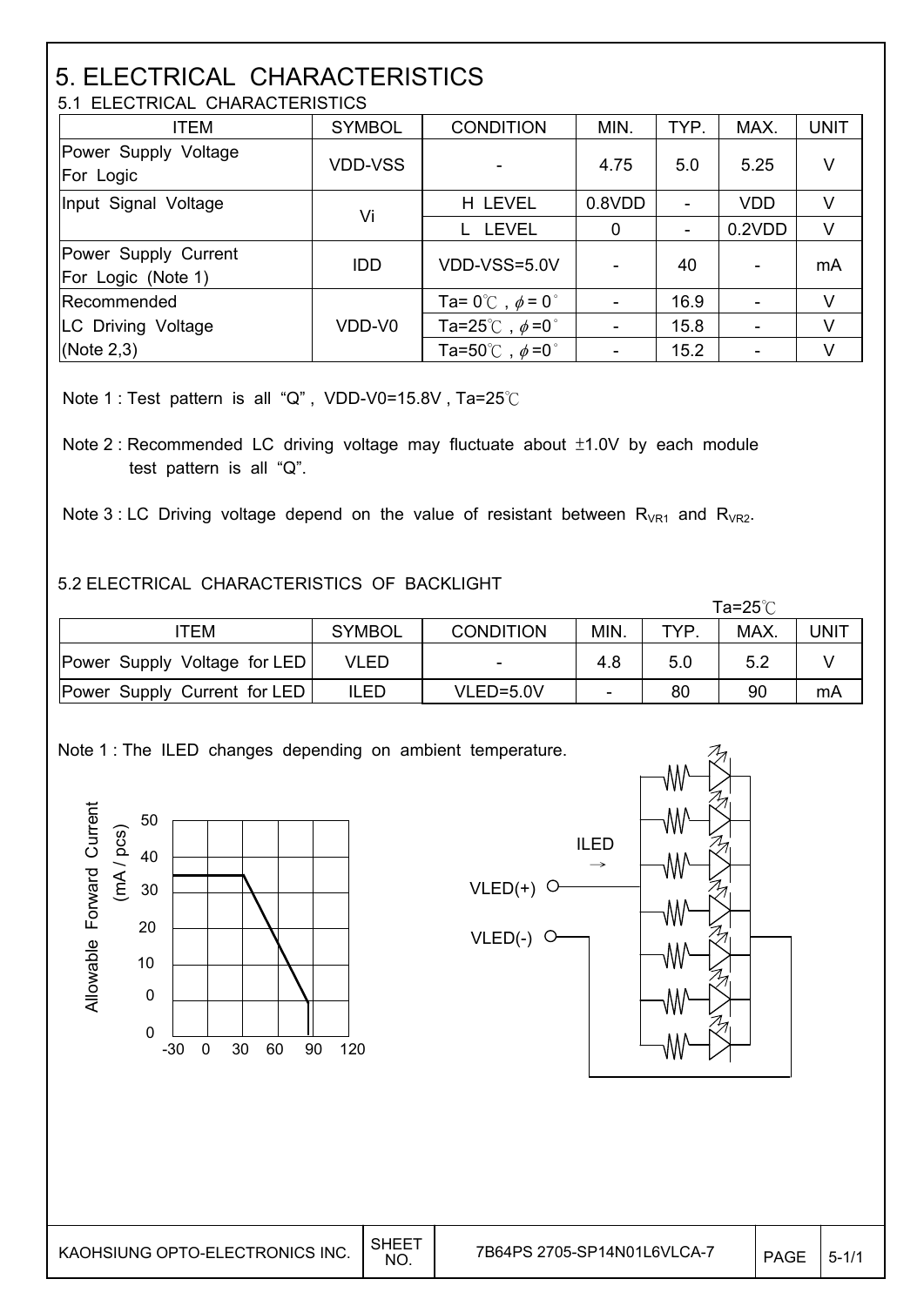# 5. ELECTRICAL CHARACTERISTICS

## 5.1 ELECTRICAL CHARACTERISTICS

| ITEM | SYMBOL | CONDITION | MIN. | TYP. | MAX. | UNIT |
|---|---|---|---|---|---|---|
| Power Supply Voltage For Logic | VDD-VSS | - | 4.75 | 5.0 | 5.25 | V |
| Input Signal Voltage | Vi | H LEVEL | 0.8VDD | - | VDD | V |
| | | L LEVEL | 0 | - | 0.2VDD | V |
| Power Supply Current For Logic (Note 1) | IDD | VDD-VSS=5.0V | - | 40 | - | mA |
| Recommended LC Driving Voltage (Note 2,3) | VDD-V0 | Ta= 0℃ , $\phi$ = 0° | - | 16.9 | - | V |
| | | Ta=25℃ , $\phi$ =0° | - | 15.8 | - | V |
| | | Ta=50℃ , $\phi$ =0° | - | 15.2 | - | V |

Note 1 : Test pattern is all "Q" , VDD-V0=15.8V , Ta=25℃

Note 2 : Recommended LC driving voltage may fluctuate about ±1.0V by each module test pattern is all "Q".

Note 3 : LC Driving voltage depend on the value of resistant between $R_{VR1}$ and $R_{VR2}$.

## 5.2 ELECTRICAL CHARACTERISTICS OF BACKLIGHT

Ta=25℃

| ITEM | SYMBOL | CONDITION | MIN. | TYP. | MAX. | UNIT |
|---|---|---|---|---|---|---|
| Power Supply Voltage for LED | VLED | - | 4.8 | 5.0 | 5.2 | V |
| Power Supply Current for LED | ILED | VLED=5.0V | - | 80 | 90 | mA |

Note 1 : The ILED changes depending on ambient temperature.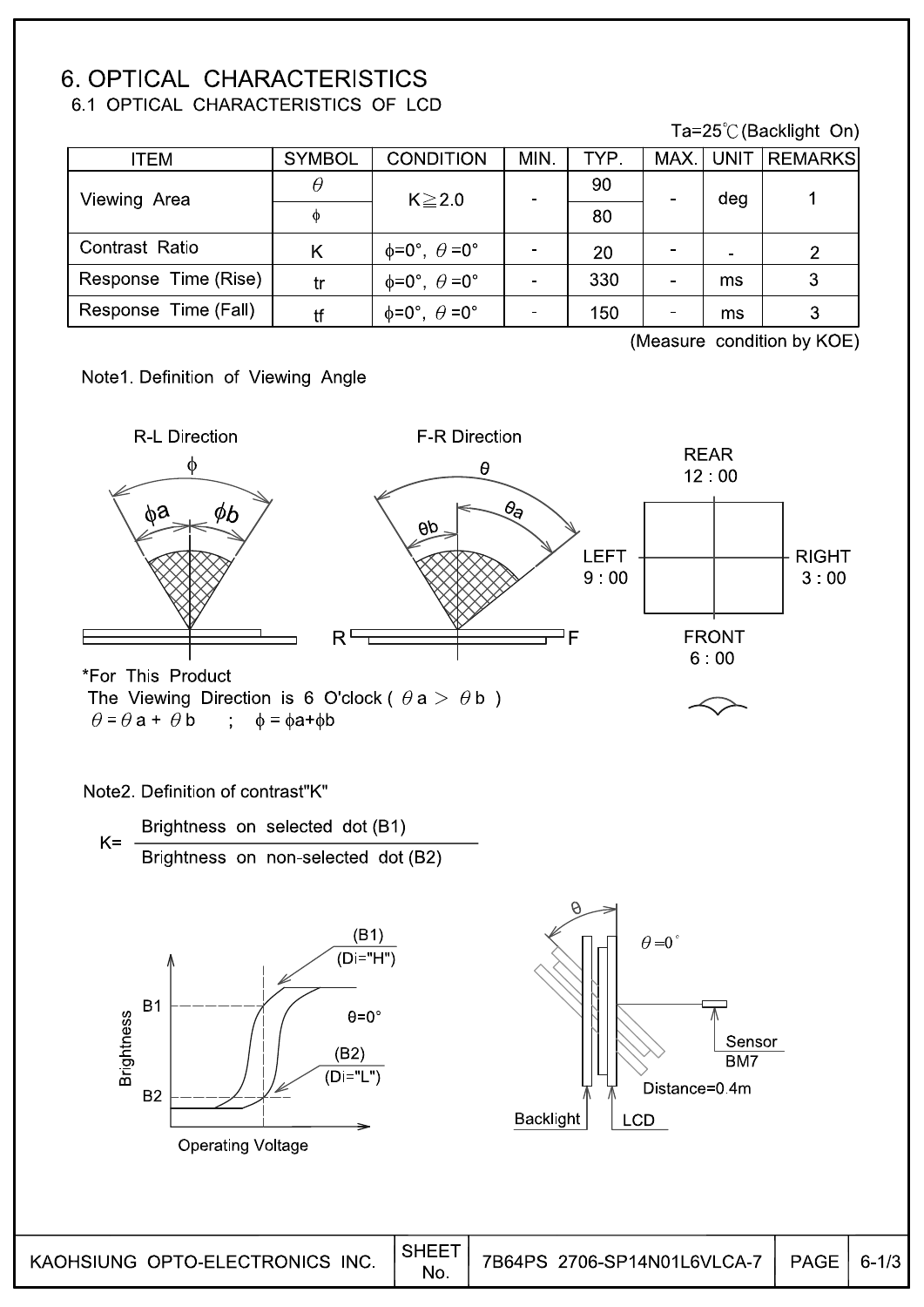# 6. OPTICAL CHARACTERISTICS

## 6.1 OPTICAL CHARACTERISTICS OF LCD

Ta=25℃ (Backlight On)

| ITEM | SYMBOL | CONDITION | MIN. | TYP. | MAX. | UNIT | REMARKS |
|---|---|---|---|---|---|---|---|
| Viewing Area | $\theta$ | K≧2.0 | - | 90 | - | deg | 1 |
| | $\phi$ | | | 80 | | | |
| Contrast Ratio | K | $\phi$=0°, $\theta$=0° | - | 20 | - | - | 2 |
| Response Time (Rise) | tr | $\phi$=0°, $\theta$=0° | - | 330 | - | ms | 3 |
| Response Time (Fall) | tf | $\phi$=0°, $\theta$=0° | - | 150 | - | ms | 3 |

(Measure condition by KOE)

Note1. Definition of Viewing Angle

R-L Direction: $\phi$, $\phi a$, $\phi b$

F-R Direction: $\theta$, $\theta b$, $\theta a$ (R, F)

REAR 12 : 00, LEFT 9 : 00, RIGHT 3 : 00, FRONT 6 : 00

*For This Product
The Viewing Direction is 6 O'clock ( $\theta a > \theta b$ )
$\theta = \theta a + \theta b$ ; $\phi = \phi a + \phi b$

Note2. Definition of contrast"K"

$$K = \frac{\text{Brightness on selected dot (B1)}}{\text{Brightness on non-selected dot (B2)}}$$

(B1) (Di="H"), (B2) (Di="L"), B1, B2, Brightness, $\theta$=0°, Operating Voltage

$\theta$, $\theta$=0°, Sensor BM7, Distance=0.4m, Backlight, LCD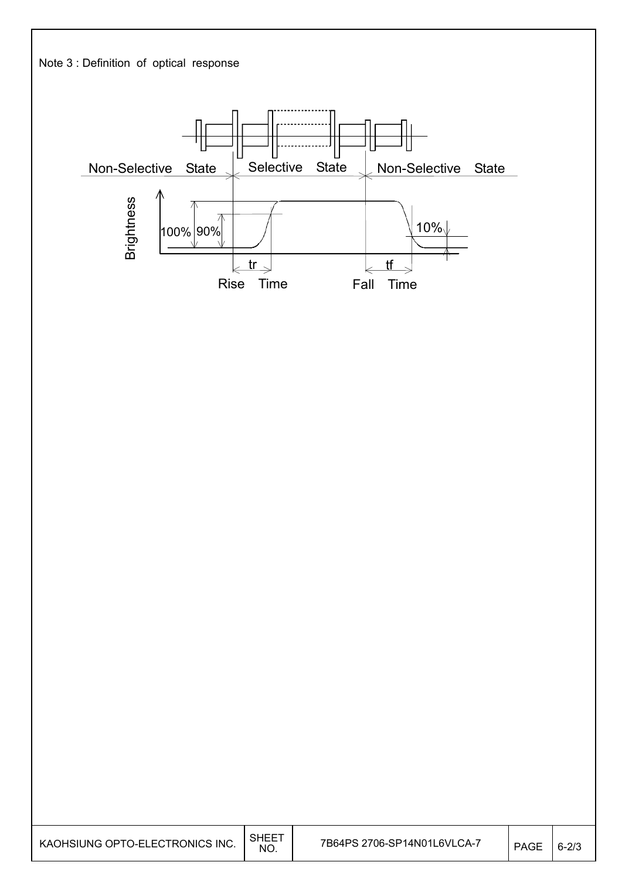Note 3 : Definition of optical response

Non-Selective State | Selective State | Non-Selective State

Brightness

100% 90% 10%

tr Rise Time

tf Fall Time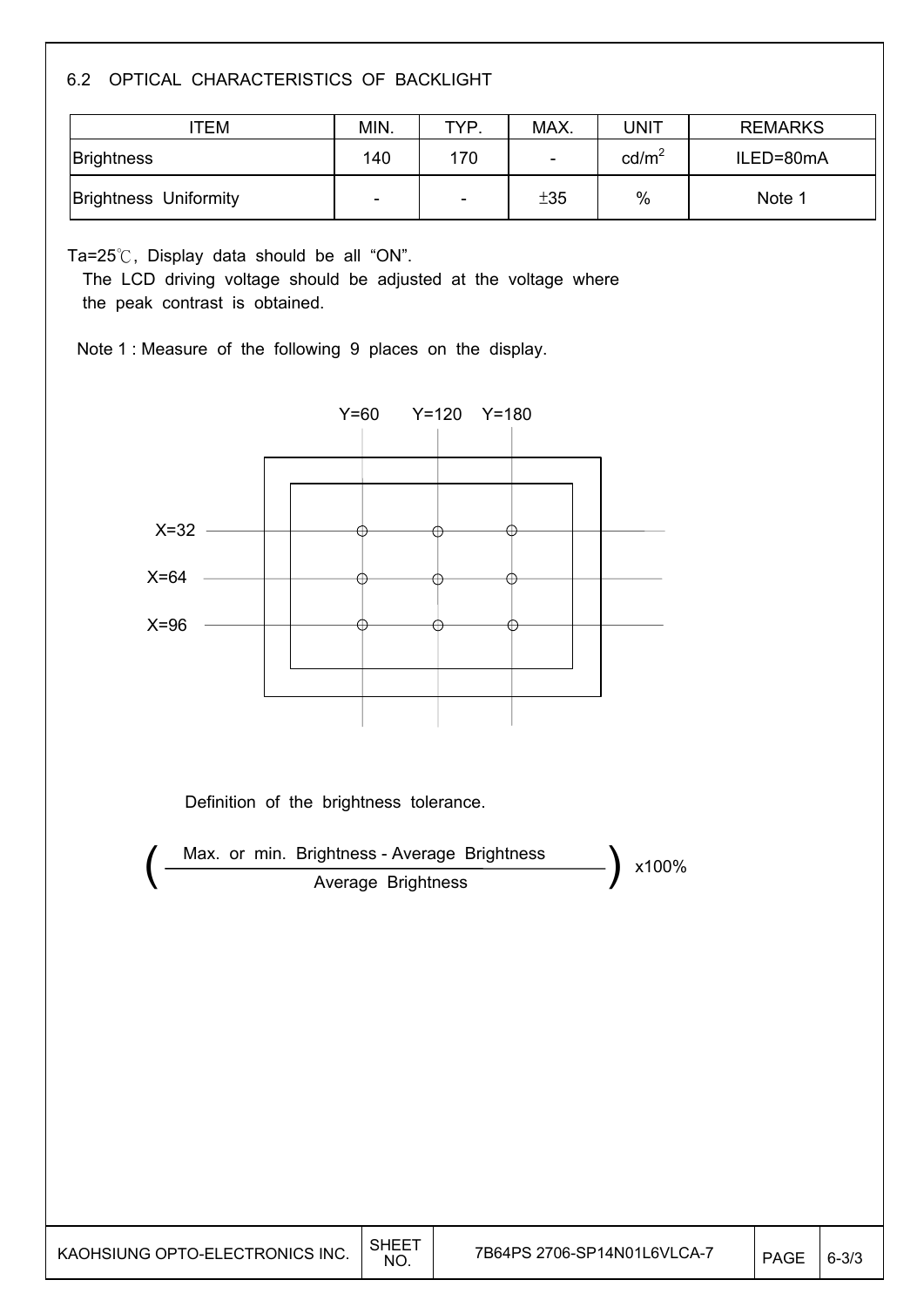## 6.2 OPTICAL CHARACTERISTICS OF BACKLIGHT

| ITEM | MIN. | TYP. | MAX. | UNIT | REMARKS |
|---|---|---|---|---|---|
| Brightness | 140 | 170 | - | $cd/m^2$ | ILED=80mA |
| Brightness Uniformity | - | - | ±35 | % | Note 1 |

Ta=25℃, Display data should be all "ON".
The LCD driving voltage should be adjusted at the voltage where the peak contrast is obtained.

Note 1 : Measure of the following 9 places on the display.

Y=60 Y=120 Y=180

X=32

X=64

X=96

Definition of the brightness tolerance.

$$\left( \frac{\text{Max. or min. Brightness - Average Brightness}}{\text{Average Brightness}} \right) \times 100\%$$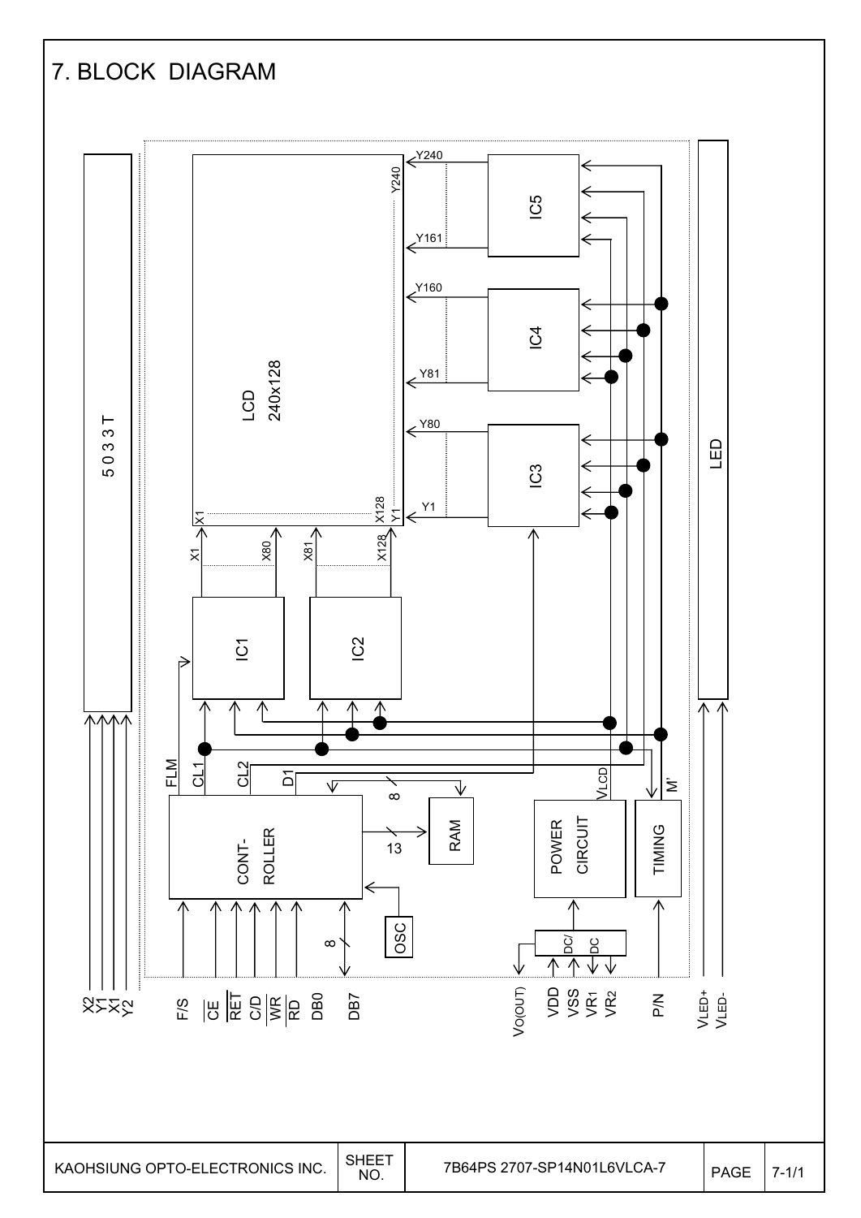# 7. BLOCK DIAGRAM

5 0 3 3 T

LCD 240x128

IC1 IC2 IC3 IC4 IC5

Y240 Y161 Y160 Y81 Y80 Y1

X1 X80 X81 X128

FLM CL1 CL2 D1

CONT-ROLLER

RAM

8

13

OSC

POWER CIRCUIT

TIMING

$V_{LCD}$

M'

DC/DC

LED

X2 Y1 X1 Y2

F/S $\overline{CE}$ $\overline{RET}$ C/$\overline{D}$ $\overline{WR}$ $\overline{RD}$ DB0 DB7

$V_{O(OUT)}$ VDD VSS $VR_1$ $VR_2$

P/N

$V_{LED+}$ $V_{LED-}$

| KAOHSIUNG OPTO-ELECTRONICS INC. | SHEET NO. | 7B64PS 2707-SP14N01L6VLCA-7 | PAGE | 7-1/1 |
|---|---|---|---|---|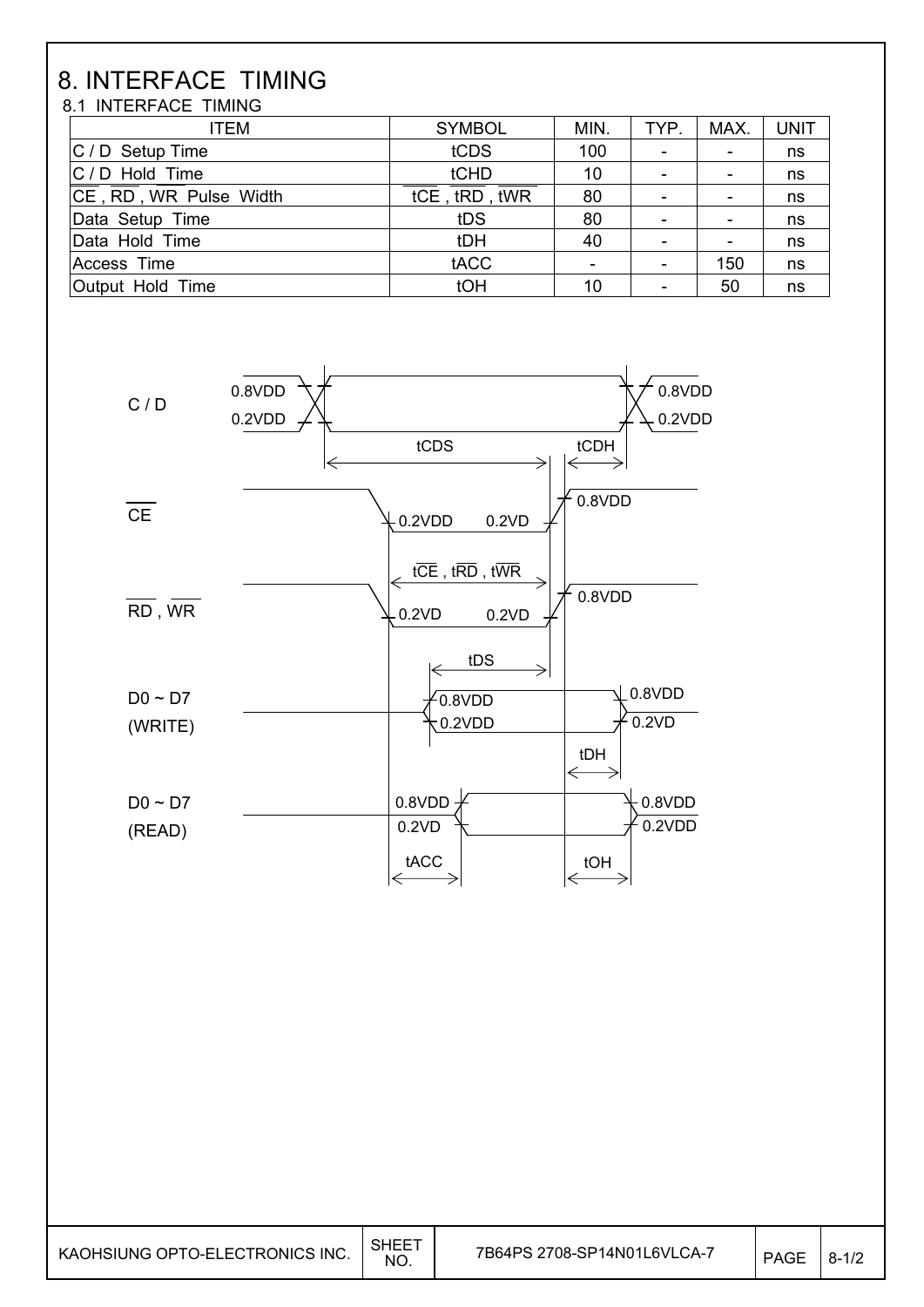# 8. INTERFACE TIMING

## 8.1 INTERFACE TIMING

| ITEM | SYMBOL | MIN. | TYP. | MAX. | UNIT |
|---|---|---|---|---|---|
| C / D Setup Time | tCDS | 100 | - | - | ns |
| C / D Hold Time | tCHD | 10 | - | - | ns |
| $\overline{CE}$, $\overline{RD}$, $\overline{WR}$ Pulse Width | t$\overline{CE}$, t$\overline{RD}$, t$\overline{WR}$ | 80 | - | - | ns |
| Data Setup Time | tDS | 80 | - | - | ns |
| Data Hold Time | tDH | 40 | - | - | ns |
| Access Time | tACC | - | - | 150 | ns |
| Output Hold Time | tOH | 10 | - | 50 | ns |

C / D

0.8VDD 0.8VDD
0.2VDD 0.2VDD

tCDS tCDH

$\overline{CE}$

0.2VDD 0.2VD 0.8VDD

t$\overline{CE}$, t$\overline{RD}$, t$\overline{WR}$

$\overline{RD}$, $\overline{WR}$

0.2VD 0.2VD 0.8VDD

tDS

D0 ~ D7 (WRITE)

0.8VDD 0.8VDD
0.2VDD 0.2VD

tDH

D0 ~ D7 (READ)

0.8VDD 0.8VDD
0.2VD 0.2VDD

tACC tOH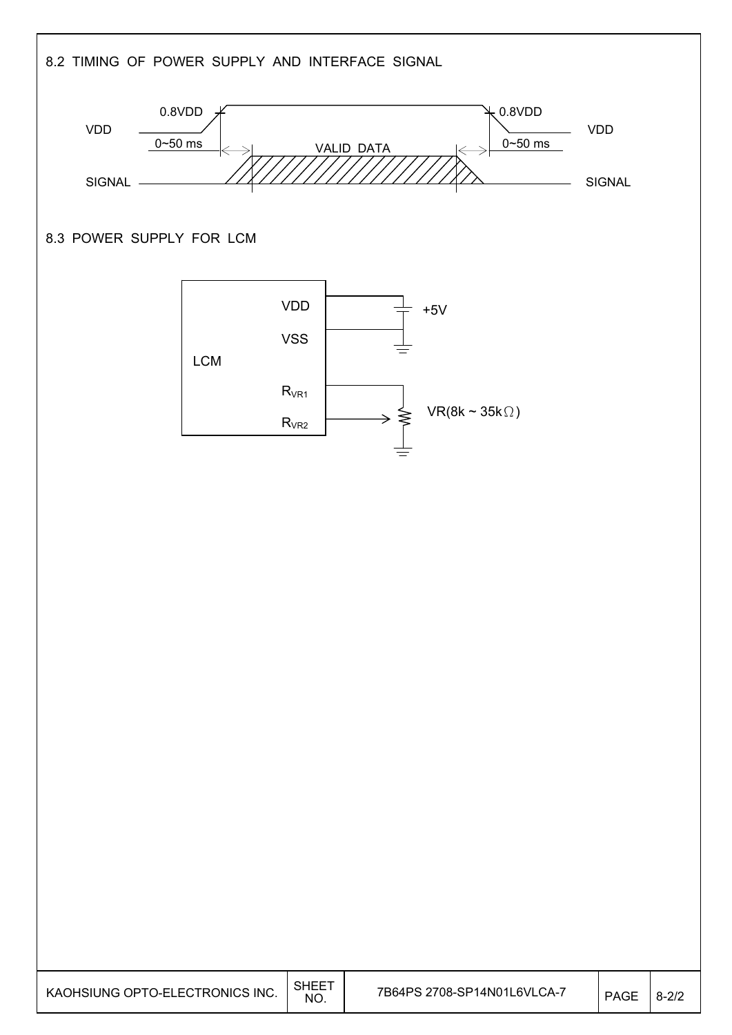## 8.2 TIMING OF POWER SUPPLY AND INTERFACE SIGNAL

VDD 0.8VDD 0~50 ms VALID DATA 0.8VDD 0~50 ms VDD

SIGNAL SIGNAL

## 8.3 POWER SUPPLY FOR LCM

LCM

VDD +5V

VSS

$R_{VR1}$

$R_{VR2}$ VR(8k ~ 35kΩ)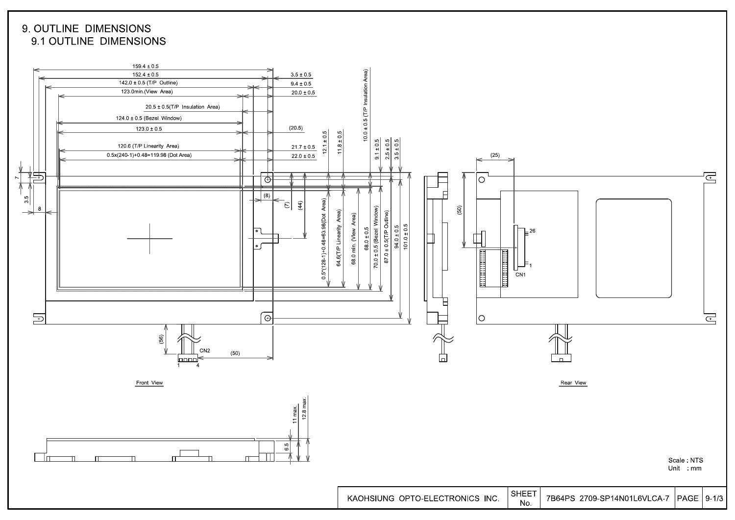# 9. OUTLINE DIMENSIONS

## 9.1 OUTLINE DIMENSIONS

159.4 ± 0.5
152.4 ± 0.5
142.0 ± 0.5 (T/P Outline)
123.0min.(View Area)
20.5 ± 0.5(T/P Insulation Area)
124.0 ± 0.5 (Bezel Window)
123.0 ± 0.5
120.6 (T/P Linearity Area)
0.5x(240-1)+0.48=119.98 (Dot Area)

3.5 ± 0.5
9.4 ± 0.5
20.0 ± 0.5
(20.5)
21.7 ± 0.5
22.0 ± 0.5

12.1 ± 0.5
11.8 ± 0.5
10.0 ± 0.5 (T/P Insulation Area)
9.1 ± 0.5
2.5 ± 0.5
3.5 ± 0.5

7
3.5
8
(8)
(7)
(44)

0.5*(128-1)+0.48=63.98(Dot Area)
64.6(T/P Linearity Area)
68.0 min. (View Area)
68.0 ± 0.5
70.0 ± 0.5 (Bezel Window)
87.0 ± 0.5(T/P Outline)
94.0 ± 0.5
101.0 ± 0.5

(56)
CN2
1 4
(50)

Front View

(25)
(50)
26
1
CN1

Rear View

11 max.
12.8 max.
6.5

Scale : NTS
Unit : mm

| KAOHSIUNG OPTO-ELECTRONICS INC. | SHEET No. | 7B64PS 2709-SP14N01L6VLCA-7 | PAGE | 9-1/3 |
|---|---|---|---|---|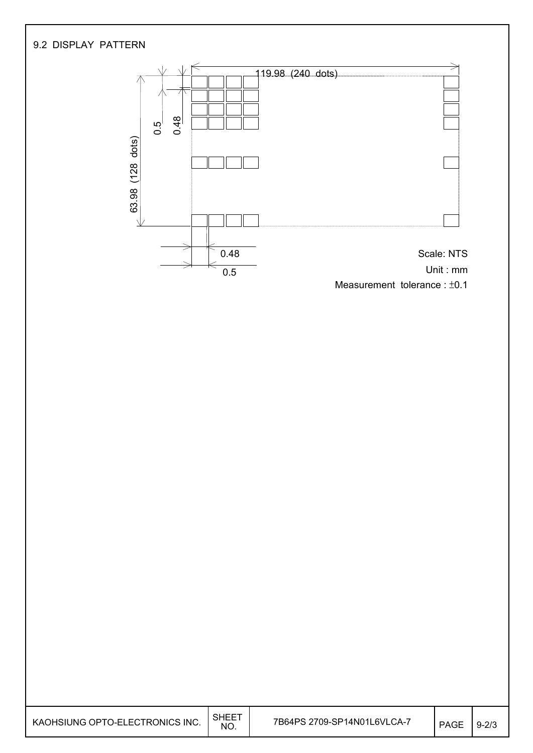## 9.2 DISPLAY PATTERN

119.98 (240 dots)

63.98 (128 dots)

0.5

0.48

0.48

0.5

Scale: NTS

Unit : mm

Measurement tolerance : ±0.1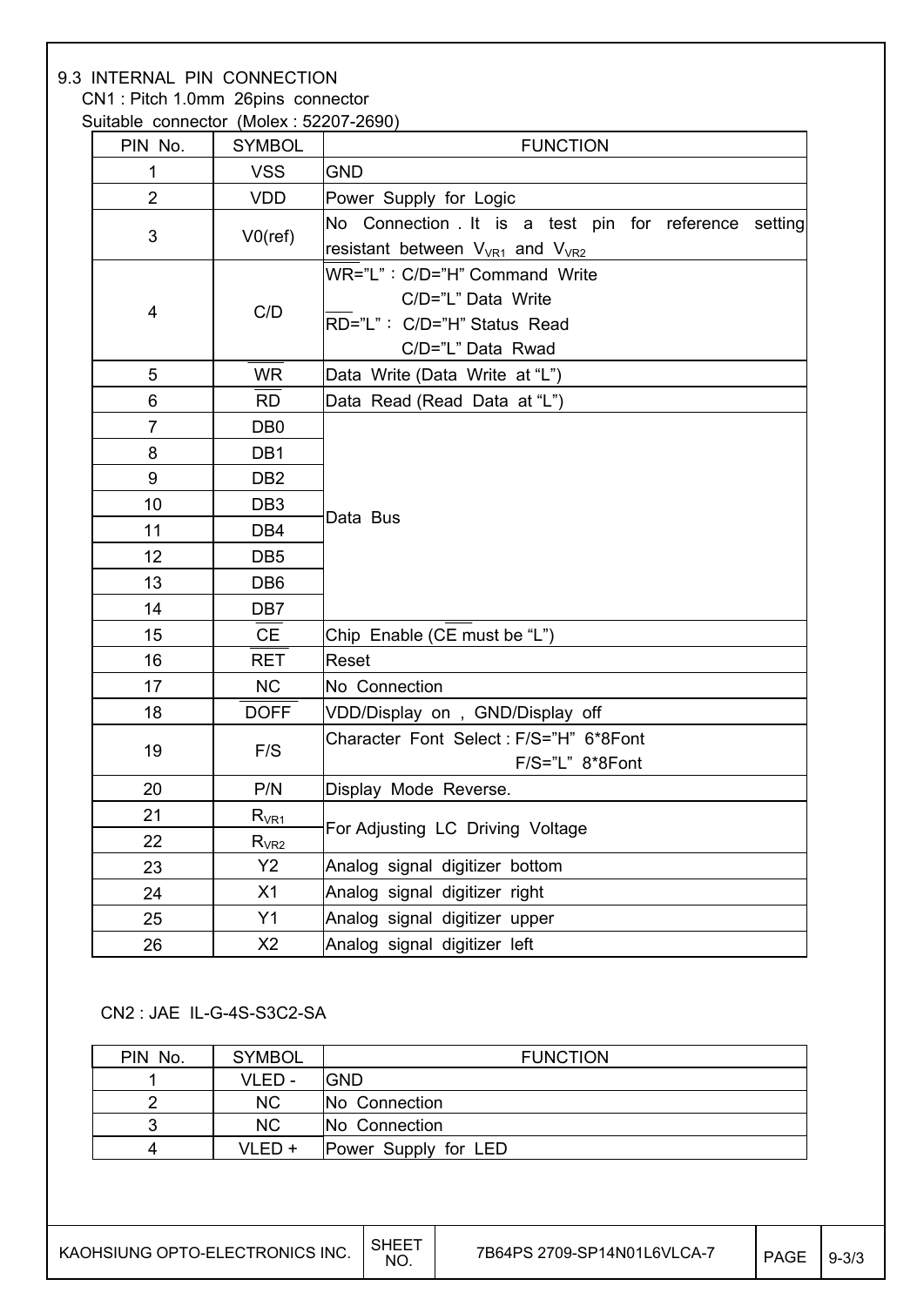### 9.3 INTERNAL PIN CONNECTION

CN1 : Pitch 1.0mm 26pins connector

Suitable connector (Molex : 52207-2690)

| PIN No. | SYMBOL | FUNCTION |
|---|---|---|
| 1 | VSS | GND |
| 2 | VDD | Power Supply for Logic |
| 3 | V0(ref) | No Connection . It is a test pin for reference setting resistant between $V_{VR1}$ and $V_{VR2}$ |
| 4 | C/D | $\overline{WR}$="L" : C/D="H" Command Write<br>C/D="L" Data Write<br>$\overline{RD}$="L" : C/D="H" Status Read<br>C/D="L" Data Rwad |
| 5 | $\overline{WR}$ | Data Write (Data Write at "L") |
| 6 | $\overline{RD}$ | Data Read (Read Data at "L") |
| 7 | DB0 | Data Bus |
| 8 | DB1 | |
| 9 | DB2 | |
| 10 | DB3 | |
| 11 | DB4 | |
| 12 | DB5 | |
| 13 | DB6 | |
| 14 | DB7 | |
| 15 | $\overline{CE}$ | Chip Enable ($\overline{CE}$ must be "L") |
| 16 | $\overline{RET}$ | Reset |
| 17 | NC | No Connection |
| 18 | $\overline{DOFF}$ | VDD/Display on , GND/Display off |
| 19 | F/S | Character Font Select : F/S="H" 6*8Font<br>F/S="L" 8*8Font |
| 20 | P/N | Display Mode Reverse. |
| 21 | $R_{VR1}$ | For Adjusting LC Driving Voltage |
| 22 | $R_{VR2}$ | |
| 23 | Y2 | Analog signal digitizer bottom |
| 24 | X1 | Analog signal digitizer right |
| 25 | Y1 | Analog signal digitizer upper |
| 26 | X2 | Analog signal digitizer left |

CN2 : JAE IL-G-4S-S3C2-SA

| PIN No. | SYMBOL | FUNCTION |
|---|---|---|
| 1 | VLED - | GND |
| 2 | NC | No Connection |
| 3 | NC | No Connection |
| 4 | VLED + | Power Supply for LED |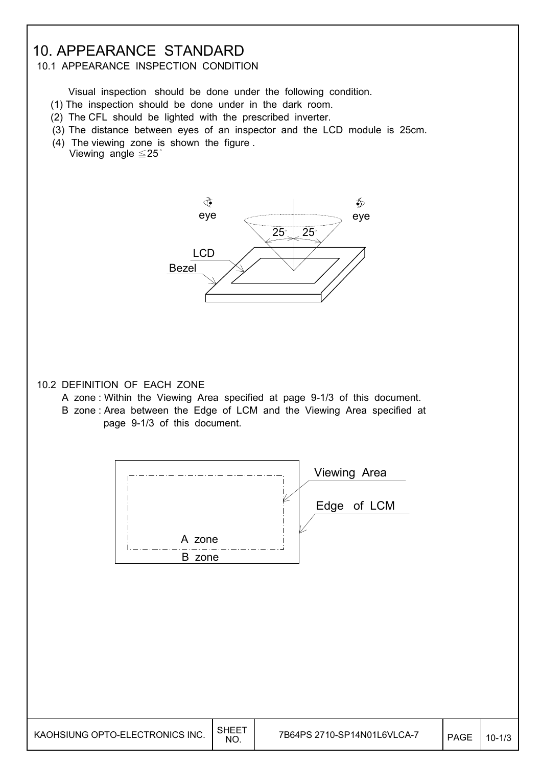# 10. APPEARANCE STANDARD

## 10.1 APPEARANCE INSPECTION CONDITION

Visual inspection should be done under the following condition.

(1) The inspection should be done under in the dark room.

(2) The CFL should be lighted with the prescribed inverter.

(3) The distance between eyes of an inspector and the LCD module is 25cm.

(4) The viewing zone is shown the figure .
Viewing angle ≦25°

## 10.2 DEFINITION OF EACH ZONE

A zone : Within the Viewing Area specified at page 9-1/3 of this document.

B zone : Area between the Edge of LCM and the Viewing Area specified at page 9-1/3 of this document.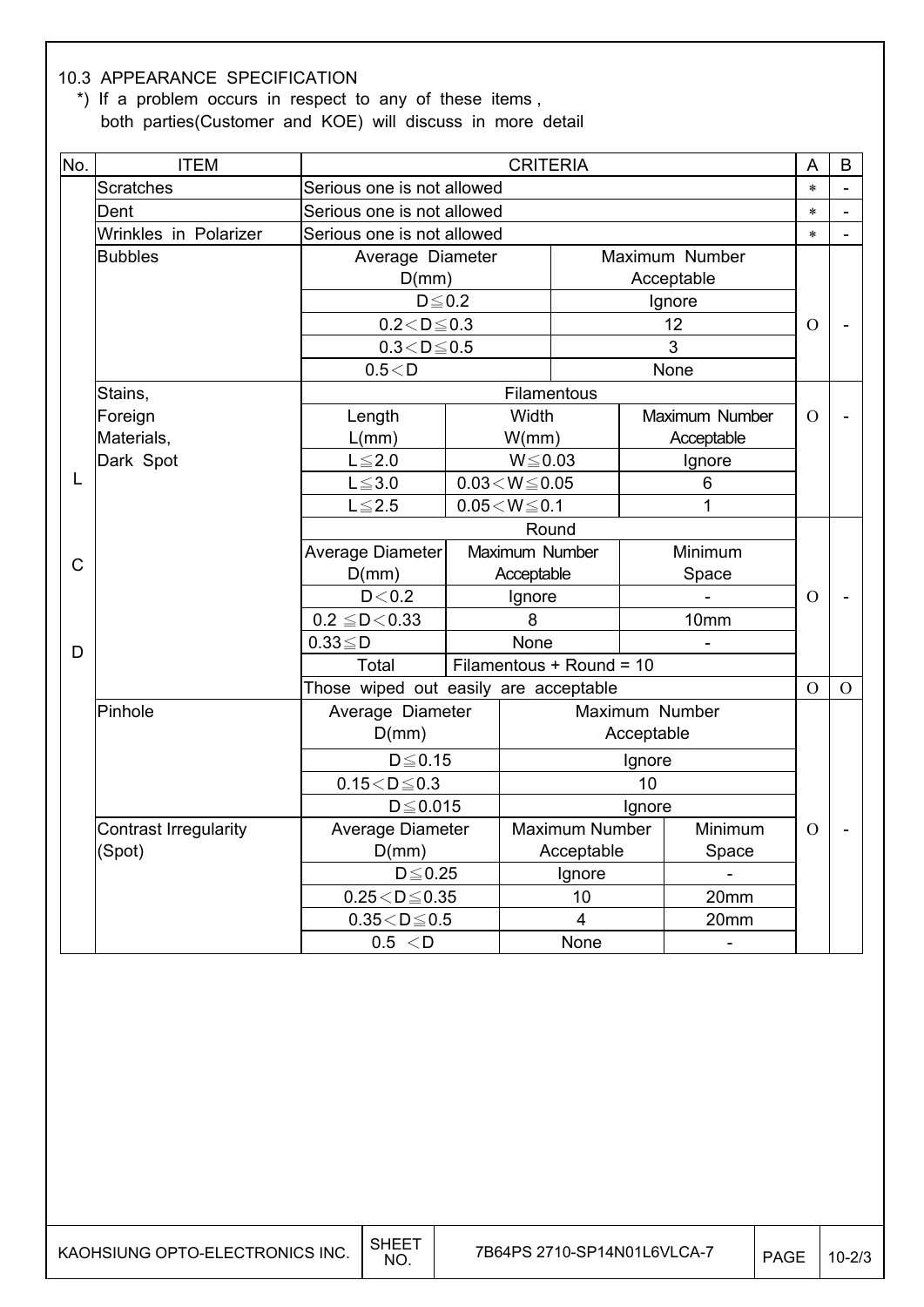10.3 APPEARANCE SPECIFICATION

*) If a problem occurs in respect to any of these items, both parties(Customer and KOE) will discuss in more detail

| No. | ITEM | CRITERIA | | | | A | B |
|---|---|---|---|---|---|---|---|
| LCD | Scratches | Serious one is not allowed | | | | * | - |
| | Dent | Serious one is not allowed | | | | * | - |
| | Wrinkles in Polarizer | Serious one is not allowed | | | | * | - |
| | Bubbles | Average Diameter D(mm) | | Maximum Number Acceptable | | O | - |
| | | D≦0.2 | | Ignore | | | |
| | | 0.2＜D≦0.3 | | 12 | | | |
| | | 0.3＜D≦0.5 | | 3 | | | |
| | | 0.5＜D | | None | | | |
| | Stains, Foreign Materials, Dark Spot | Filamentous | | | | O | - |
| | | Length L(mm) | Width W(mm) | Maximum Number Acceptable | | | |
| | | L≦2.0 | W≦0.03 | Ignore | | | |
| | | L≦3.0 | 0.03＜W≦0.05 | 6 | | | |
| | | L≦2.5 | 0.05＜W≦0.1 | 1 | | | |
| | | Round | | | | O | - |
| | | Average Diameter D(mm) | Maximum Number Acceptable | Minimum Space | | | |
| | | D＜0.2 | Ignore | - | | | |
| | | 0.2 ≦D＜0.33 | 8 | 10mm | | | |
| | | 0.33≦D | None | - | | | |
| | | Total | Filamentous + Round = 10 | | | | |
| | | Those wiped out easily are acceptable | | | | O | O |
| | Pinhole | Average Diameter D(mm) | | Maximum Number Acceptable | | O | - |
| | | D≦0.15 | | Ignore | | | |
| | | 0.15＜D≦0.3 | | 10 | | | |
| | | D≦0.015 | | Ignore | | | |
| | Contrast Irregularity (Spot) | Average Diameter D(mm) | | Maximum Number Acceptable | Minimum Space | | |
| | | D≦0.25 | | Ignore | - | | |
| | | 0.25＜D≦0.35 | | 10 | 20mm | | |
| | | 0.35＜D≦0.5 | | 4 | 20mm | | |
| | | 0.5 ＜D | | None | - | | |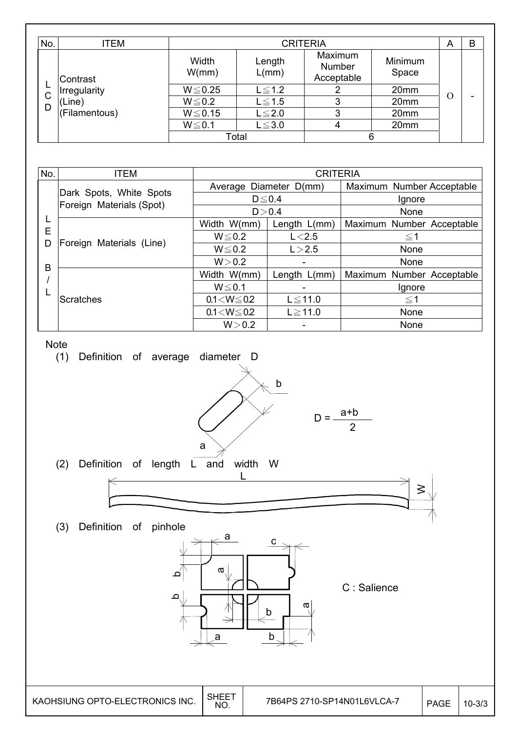| No. | ITEM | CRITERIA | | | | A | B |
|---|---|---|---|---|---|---|---|
| | | Width W(mm) | Length L(mm) | Maximum Number Acceptable | Minimum Space | | |
| LCD | Contrast Irregularity (Line) (Filamentous) | W≦0.25 | L≦1.2 | 2 | 20mm | O | - |
| | | W≦0.2 | L≦1.5 | 3 | 20mm | | |
| | | W≦0.15 | L≦2.0 | 3 | 20mm | | |
| | | W≦0.1 | L≦3.0 | 4 | 20mm | | |
| | | Total | | 6 | | | |

| No. | ITEM | CRITERIA | | |
|---|---|---|---|---|
| LED B/L | Dark Spots, White Spots Foreign Materials (Spot) | Average Diameter D(mm) | | Maximum Number Acceptable |
| | | D≦0.4 | | Ignore |
| | | D＞0.4 | | None |
| | Foreign Materials (Line) | Width W(mm) | Length L(mm) | Maximum Number Acceptable |
| | | W≦0.2 | L＜2.5 | ≦1 |
| | | W≦0.2 | L＞2.5 | None |
| | | W＞0.2 | - | None |
| | Scratches | Width W(mm) | Length L(mm) | Maximum Number Acceptable |
| | | W≦0.1 | - | Ignore |
| | | 0.1＜W≦0.2 | L≦11.0 | ≦1 |
| | | 0.1＜W≦0.2 | L≧11.0 | None |
| | | W＞0.2 | - | None |

Note

(1) Definition of average diameter D

$$D = \frac{a+b}{2}$$

(2) Definition of length L and width W

(3) Definition of pinhole

C : Salience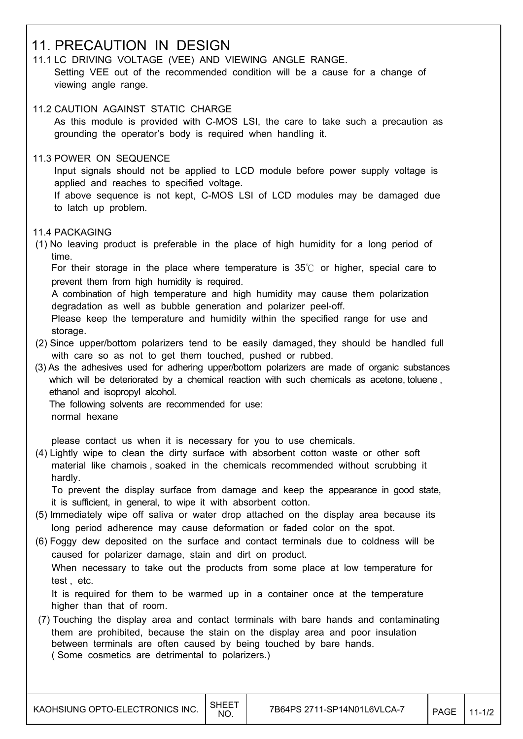# 11. PRECAUTION IN DESIGN

## 11.1 LC DRIVING VOLTAGE (VEE) AND VIEWING ANGLE RANGE.

Setting VEE out of the recommended condition will be a cause for a change of viewing angle range.

## 11.2 CAUTION AGAINST STATIC CHARGE

As this module is provided with C-MOS LSI, the care to take such a precaution as grounding the operator's body is required when handling it.

## 11.3 POWER ON SEQUENCE

Input signals should not be applied to LCD module before power supply voltage is applied and reaches to specified voltage.

If above sequence is not kept, C-MOS LSI of LCD modules may be damaged due to latch up problem.

## 11.4 PACKAGING

(1) No leaving product is preferable in the place of high humidity for a long period of time.

For their storage in the place where temperature is 35℃ or higher, special care to prevent them from high humidity is required.

A combination of high temperature and high humidity may cause them polarization degradation as well as bubble generation and polarizer peel-off.

Please keep the temperature and humidity within the specified range for use and storage.

(2) Since upper/bottom polarizers tend to be easily damaged, they should be handled full with care so as not to get them touched, pushed or rubbed.

(3) As the adhesives used for adhering upper/bottom polarizers are made of organic substances which will be deteriorated by a chemical reaction with such chemicals as acetone, toluene , ethanol and isopropyl alcohol.

The following solvents are recommended for use:

normal hexane

please contact us when it is necessary for you to use chemicals.

(4) Lightly wipe to clean the dirty surface with absorbent cotton waste or other soft material like chamois , soaked in the chemicals recommended without scrubbing it hardly.

To prevent the display surface from damage and keep the appearance in good state, it is sufficient, in general, to wipe it with absorbent cotton.

(5) Immediately wipe off saliva or water drop attached on the display area because its long period adherence may cause deformation or faded color on the spot.

(6) Foggy dew deposited on the surface and contact terminals due to coldness will be caused for polarizer damage, stain and dirt on product.

When necessary to take out the products from some place at low temperature for test , etc.

It is required for them to be warmed up in a container once at the temperature higher than that of room.

(7) Touching the display area and contact terminals with bare hands and contaminating them are prohibited, because the stain on the display area and poor insulation between terminals are often caused by being touched by bare hands.

( Some cosmetics are detrimental to polarizers.)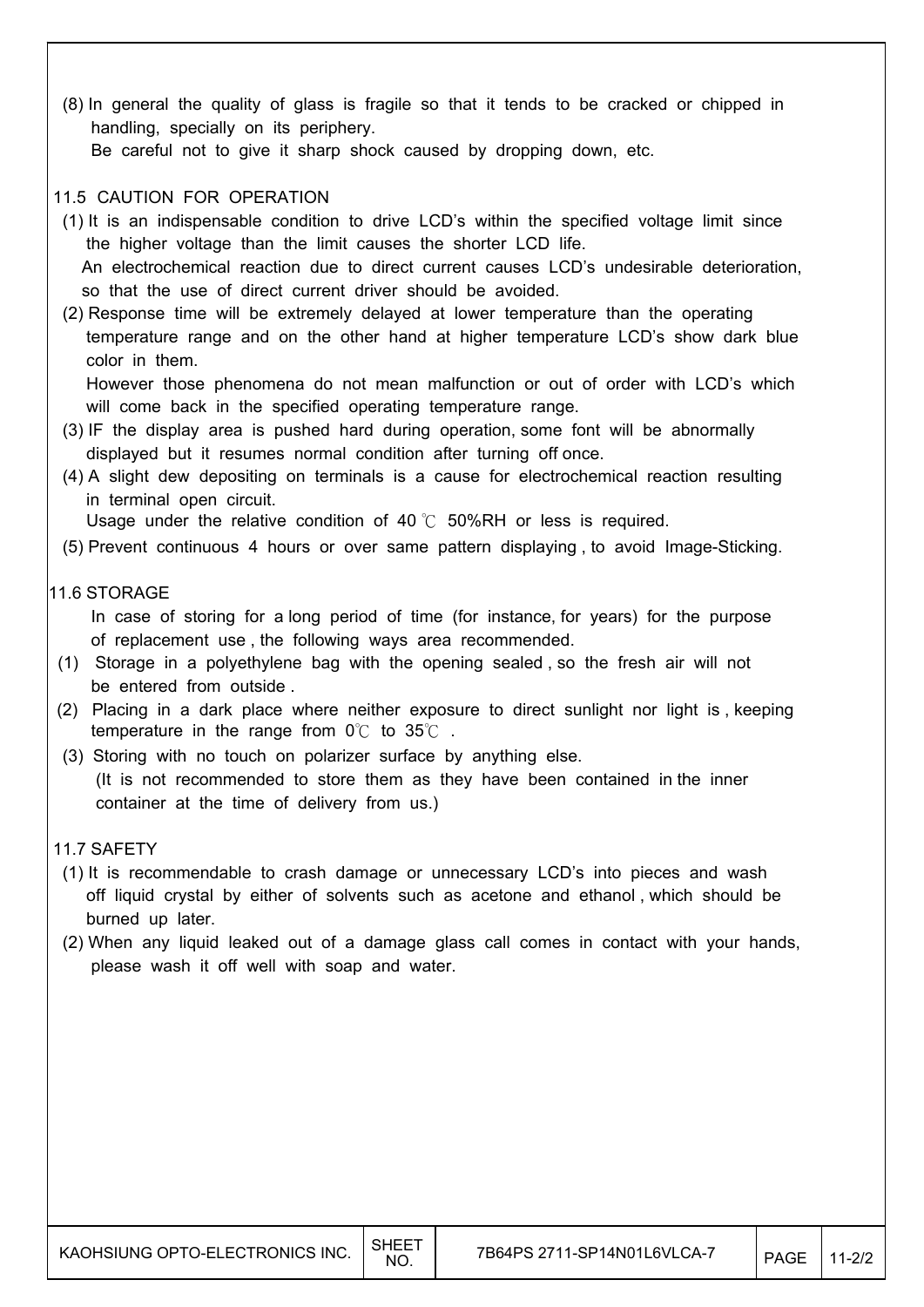(8) In general the quality of glass is fragile so that it tends to be cracked or chipped in handling, specially on its periphery.
Be careful not to give it sharp shock caused by dropping down, etc.

## 11.5 CAUTION FOR OPERATION

(1) It is an indispensable condition to drive LCD's within the specified voltage limit since the higher voltage than the limit causes the shorter LCD life.
An electrochemical reaction due to direct current causes LCD's undesirable deterioration, so that the use of direct current driver should be avoided.

(2) Response time will be extremely delayed at lower temperature than the operating temperature range and on the other hand at higher temperature LCD's show dark blue color in them.
However those phenomena do not mean malfunction or out of order with LCD's which will come back in the specified operating temperature range.

(3) IF the display area is pushed hard during operation, some font will be abnormally displayed but it resumes normal condition after turning off once.

(4) A slight dew depositing on terminals is a cause for electrochemical reaction resulting in terminal open circuit.
Usage under the relative condition of 40 ℃ 50%RH or less is required.

(5) Prevent continuous 4 hours or over same pattern displaying , to avoid Image-Sticking.

## 11.6 STORAGE

In case of storing for a long period of time (for instance, for years) for the purpose of replacement use , the following ways area recommended.

(1) Storage in a polyethylene bag with the opening sealed , so the fresh air will not be entered from outside .

(2) Placing in a dark place where neither exposure to direct sunlight nor light is , keeping temperature in the range from 0℃ to 35℃ .

(3) Storing with no touch on polarizer surface by anything else.
(It is not recommended to store them as they have been contained in the inner container at the time of delivery from us.)

## 11.7 SAFETY

(1) It is recommendable to crash damage or unnecessary LCD's into pieces and wash off liquid crystal by either of solvents such as acetone and ethanol , which should be burned up later.

(2) When any liquid leaked out of a damage glass call comes in contact with your hands, please wash it off well with soap and water.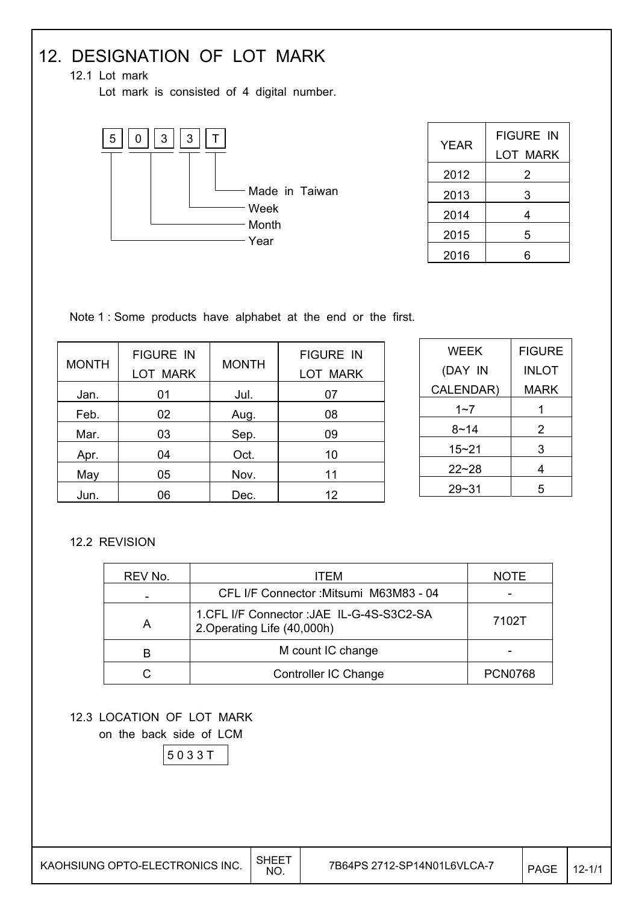# 12. DESIGNATION OF LOT MARK

## 12.1 Lot mark

Lot mark is consisted of 4 digital number.

5 0 3 3 T

- 5 — Year
- 03 — Month
- 3 — Week
- T — Made in Taiwan

| YEAR | FIGURE IN LOT MARK |
|---|---|
| 2012 | 2 |
| 2013 | 3 |
| 2014 | 4 |
| 2015 | 5 |
| 2016 | 6 |

Note 1 : Some products have alphabet at the end or the first.

| MONTH | FIGURE IN LOT MARK | MONTH | FIGURE IN LOT MARK |
|---|---|---|---|
| Jan. | 01 | Jul. | 07 |
| Feb. | 02 | Aug. | 08 |
| Mar. | 03 | Sep. | 09 |
| Apr. | 04 | Oct. | 10 |
| May | 05 | Nov. | 11 |
| Jun. | 06 | Dec. | 12 |

| WEEK (DAY IN CALENDAR) | FIGURE INLOT MARK |
|---|---|
| 1~7 | 1 |
| 8~14 | 2 |
| 15~21 | 3 |
| 22~28 | 4 |
| 29~31 | 5 |

## 12.2 REVISION

| REV No. | ITEM | NOTE |
|---|---|---|
| - | CFL I/F Connector :Mitsumi M63M83 - 04 | - |
| A | 1.CFL I/F Connector :JAE IL-G-4S-S3C2-SA<br>2.Operating Life (40,000h) | 7102T |
| B | M count IC change | - |
| C | Controller IC Change | PCN0768 |

## 12.3 LOCATION OF LOT MARK

on the back side of LCM

5 0 3 3 T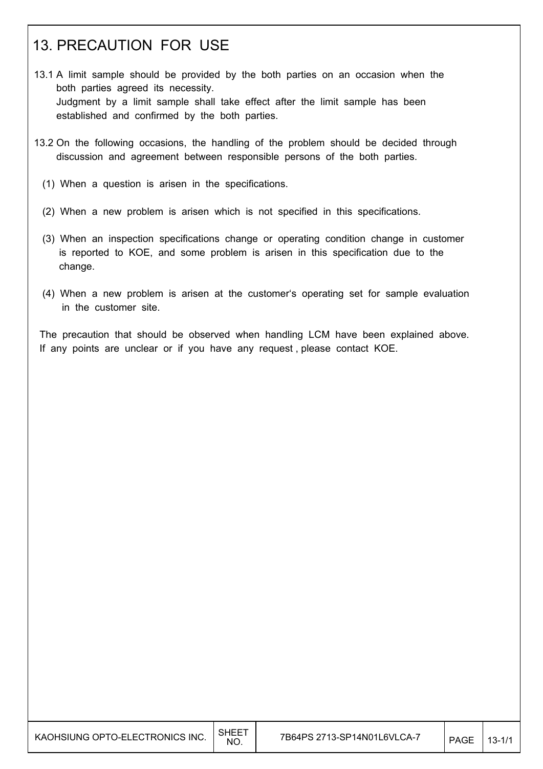# 13. PRECAUTION FOR USE

13.1 A limit sample should be provided by the both parties on an occasion when the both parties agreed its necessity.
Judgment by a limit sample shall take effect after the limit sample has been established and confirmed by the both parties.

13.2 On the following occasions, the handling of the problem should be decided through discussion and agreement between responsible persons of the both parties.

(1) When a question is arisen in the specifications.

(2) When a new problem is arisen which is not specified in this specifications.

(3) When an inspection specifications change or operating condition change in customer is reported to KOE, and some problem is arisen in this specification due to the change.

(4) When a new problem is arisen at the customer's operating set for sample evaluation in the customer site.

The precaution that should be observed when handling LCM have been explained above. If any points are unclear or if you have any request , please contact KOE.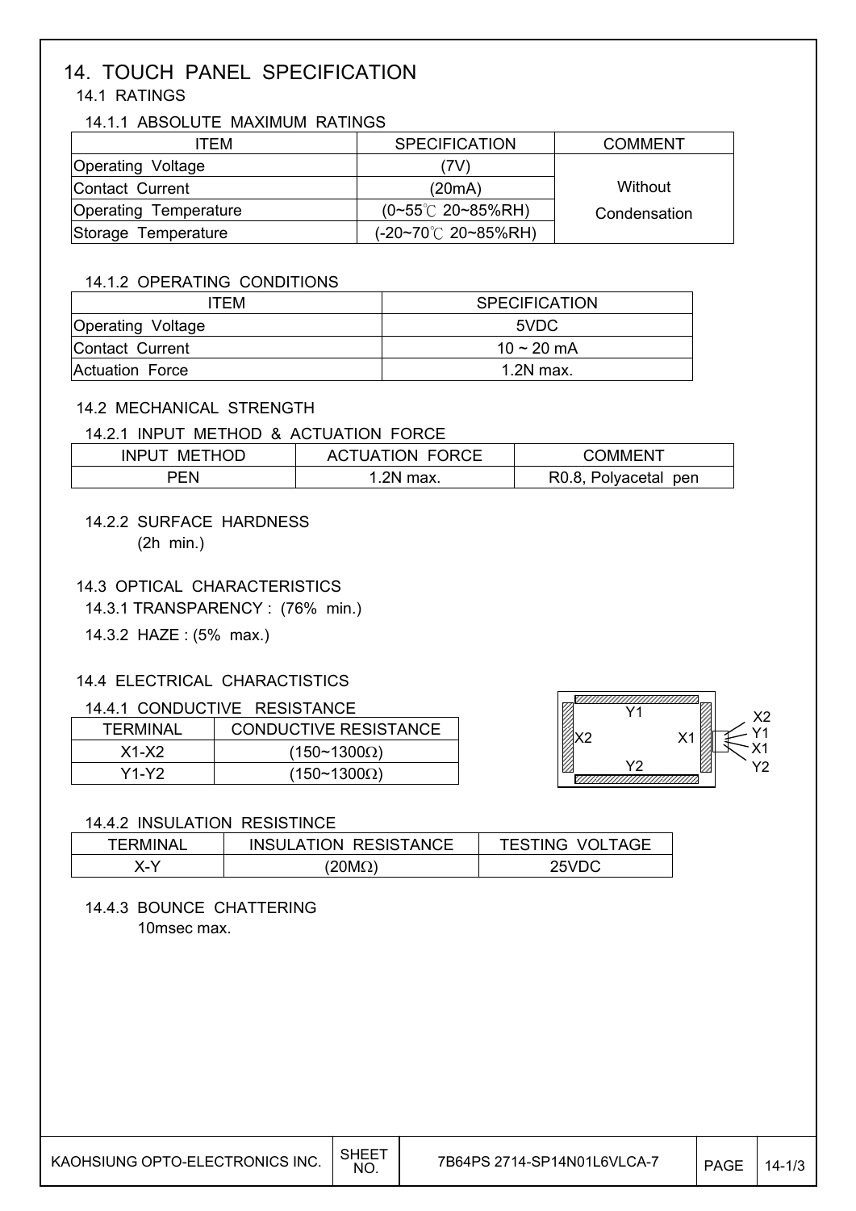# 14. TOUCH PANEL SPECIFICATION

## 14.1 RATINGS

### 14.1.1 ABSOLUTE MAXIMUM RATINGS

| ITEM | SPECIFICATION | COMMENT |
|---|---|---|
| Operating Voltage | (7V) | Without Condensation |
| Contact Current | (20mA) | |
| Operating Temperature | (0~55℃ 20~85%RH) | |
| Storage Temperature | (-20~70℃ 20~85%RH) | |

### 14.1.2 OPERATING CONDITIONS

| ITEM | SPECIFICATION |
|---|---|
| Operating Voltage | 5VDC |
| Contact Current | 10 ~ 20 mA |
| Actuation Force | 1.2N max. |

## 14.2 MECHANICAL STRENGTH

### 14.2.1 INPUT METHOD & ACTUATION FORCE

| INPUT METHOD | ACTUATION FORCE | COMMENT |
|---|---|---|
| PEN | 1.2N max. | R0.8, Polyacetal pen |

### 14.2.2 SURFACE HARDNESS

(2h min.)

## 14.3 OPTICAL CHARACTERISTICS

14.3.1 TRANSPARENCY : (76% min.)

14.3.2 HAZE : (5% max.)

## 14.4 ELECTRICAL CHARACTISTICS

### 14.4.1 CONDUCTIVE RESISTANCE

| TERMINAL | CONDUCTIVE RESISTANCE |
|---|---|
| X1-X2 | (150~1300Ω) |
| Y1-Y2 | (150~1300Ω) |

Y1, X2, X1, Y2 — Terminals: X2, Y1, X1, Y2

### 14.4.2 INSULATION RESISTINCE

| TERMINAL | INSULATION RESISTANCE | TESTING VOLTAGE |
|---|---|---|
| X-Y | (20MΩ) | 25VDC |

### 14.4.3 BOUNCE CHATTERING

10msec max.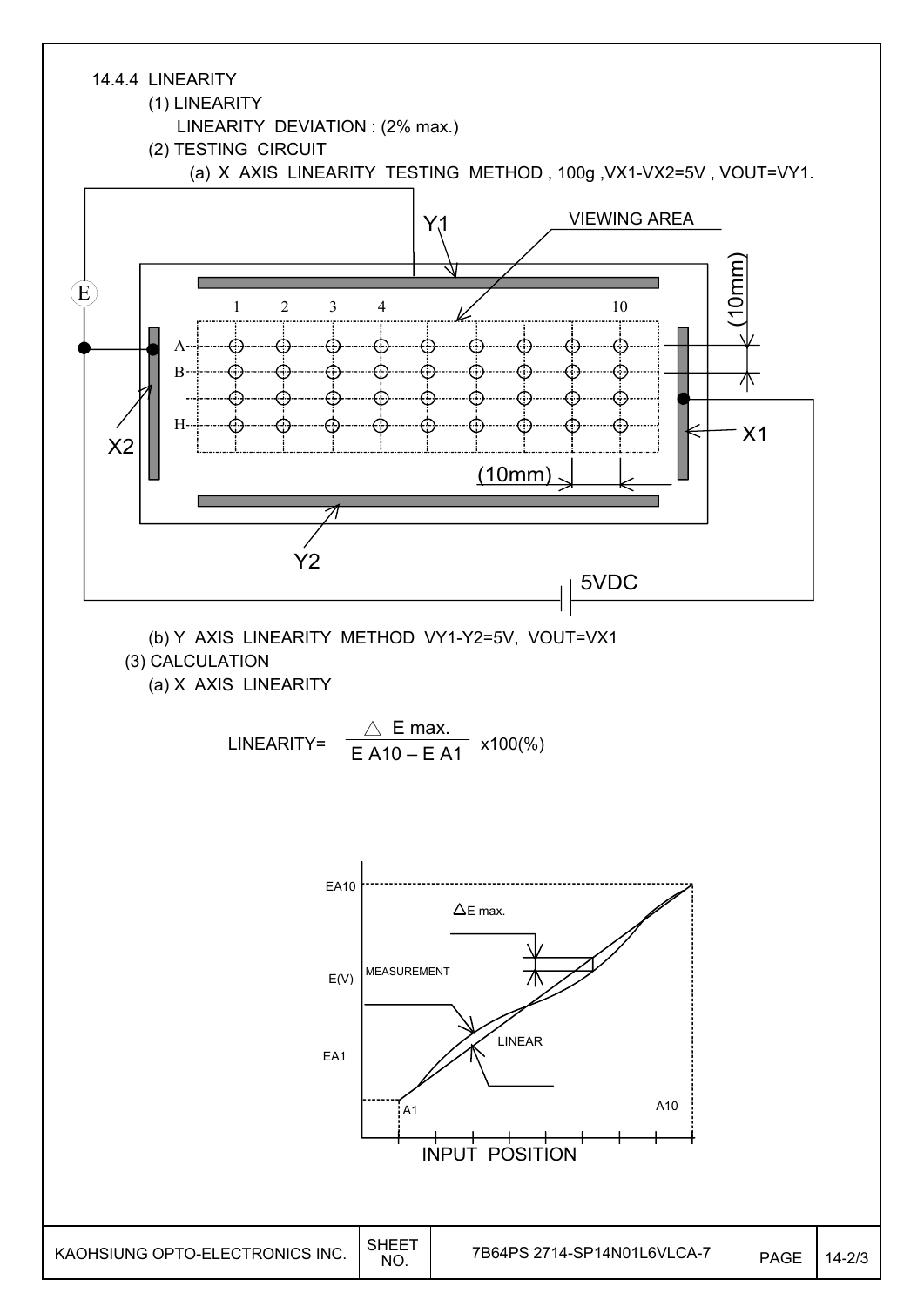14.4.4 LINEARITY

(1) LINEARITY

LINEARITY DEVIATION : (2% max.)

(2) TESTING CIRCUIT

(a) X AXIS LINEARITY TESTING METHOD , 100g ,VX1-VX2=5V , VOUT=VY1.

(b) Y AXIS LINEARITY METHOD VY1-Y2=5V, VOUT=VX1

(3) CALCULATION

(a) X AXIS LINEARITY

$$\text{LINEARITY}= \frac{\triangle E\ max.}{E\ A10 - E\ A1} \times 100(\%)$$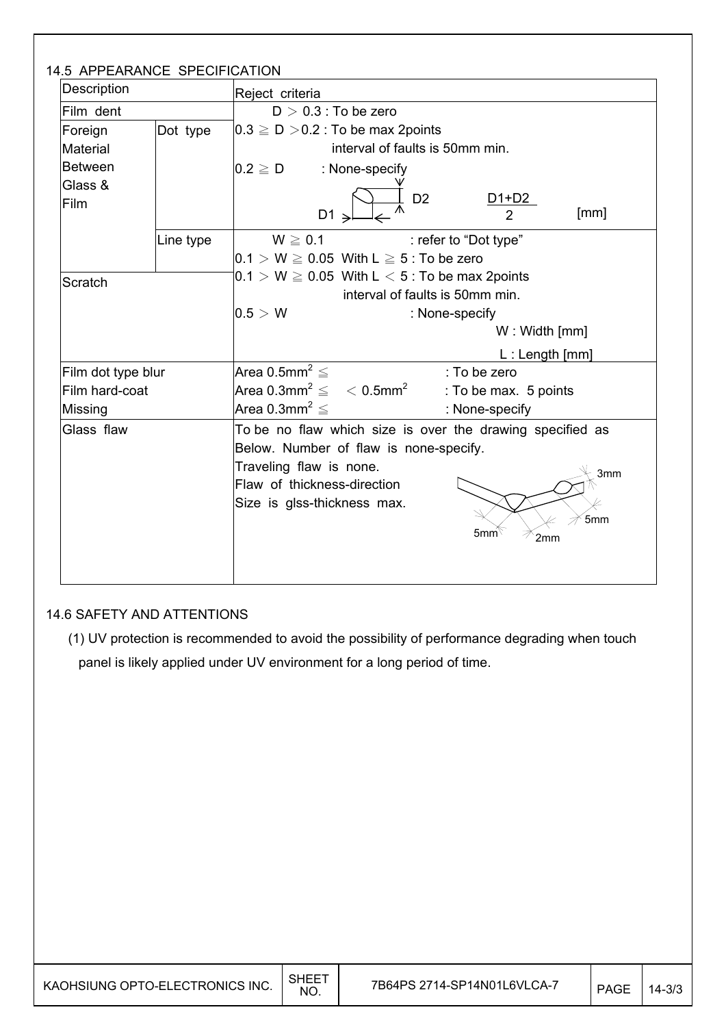### 14.5 APPEARANCE SPECIFICATION

| Description | | Reject criteria |
|---|---|---|
| Film dent | | D ＞ 0.3 : To be zero |
| Foreign Material Between Glass & Film | Dot type | 0.3 ≧ D ＞0.2 : To be max 2points<br>interval of faults is 50mm min.<br>0.2 ≧ D : None-specify<br>D1 D2 $\frac{D1+D2}{2}$ [mm] |
| | Line type | W ≧ 0.1 : refer to "Dot type"<br>0.1 ＞ W ≧ 0.05 With L ≧ 5 : To be zero<br>0.1 ＞ W ≧ 0.05 With L ＜ 5 : To be max 2points<br>interval of faults is 50mm min.<br>0.5 ＞ W : None-specify<br>W : Width [mm]<br>L : Length [mm] |
| Scratch | | |
| Film dot type blur<br>Film hard-coat<br>Missing | | Area 0.5mm$^2$ ≦ : To be zero<br>Area 0.3mm$^2$ ≦ ＜ 0.5mm$^2$ : To be max. 5 points<br>Area 0.3mm$^2$ ≦ : None-specify |
| Glass flaw | | To be no flaw which size is over the drawing specified as Below. Number of flaw is none-specify.<br>Traveling flaw is none.<br>Flaw of thickness-direction Size is glss-thickness max.<br>3mm 5mm 5mm 2mm |

### 14.6 SAFETY AND ATTENTIONS

(1) UV protection is recommended to avoid the possibility of performance degrading when touch panel is likely applied under UV environment for a long period of time.